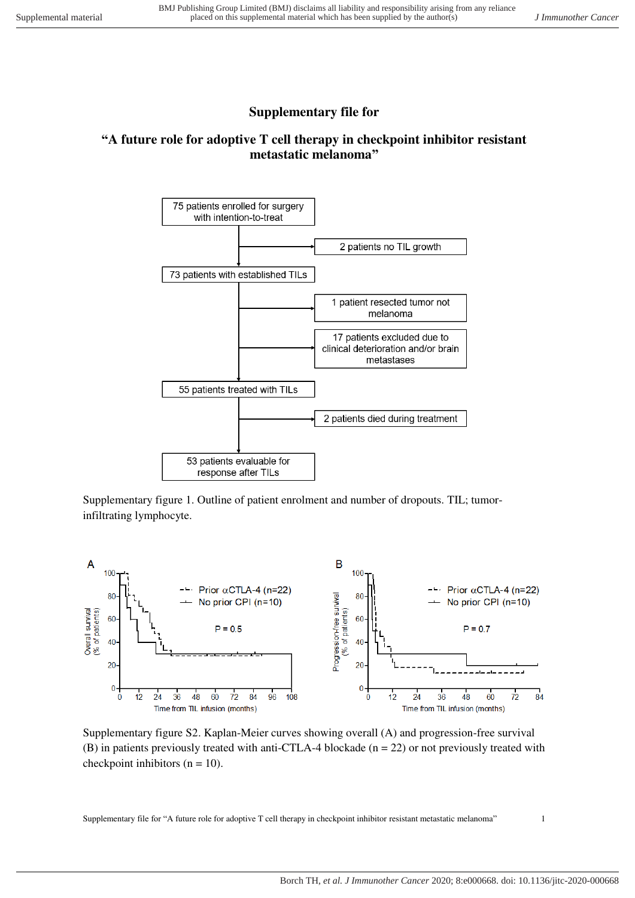# Supplementary file for

# "A future role for adoptive T cell therapy in checkpoint inhibitor resistant metastatic melanoma"

75 patients enrolled for surgery with intention-to-treat

2 patients no TIL growth

73 patients with established TILs

1 patient resected tumor not melanoma

17 patients excluded due to clinical deterioration and/or brain metastases

55 patients treated with TILs

2 patients died during treatment

53 patients evaluable for response after TILs

Supplementary figure 1. Outline of patient enrolment and number of dropouts. TIL; tumor-infiltrating lymphocyte.

Supplementary figure S2. Kaplan-Meier curves showing overall (A) and progression-free survival (B) in patients previously treated with anti-CTLA-4 blockade (n = 22) or not previously treated with checkpoint inhibitors (n = 10).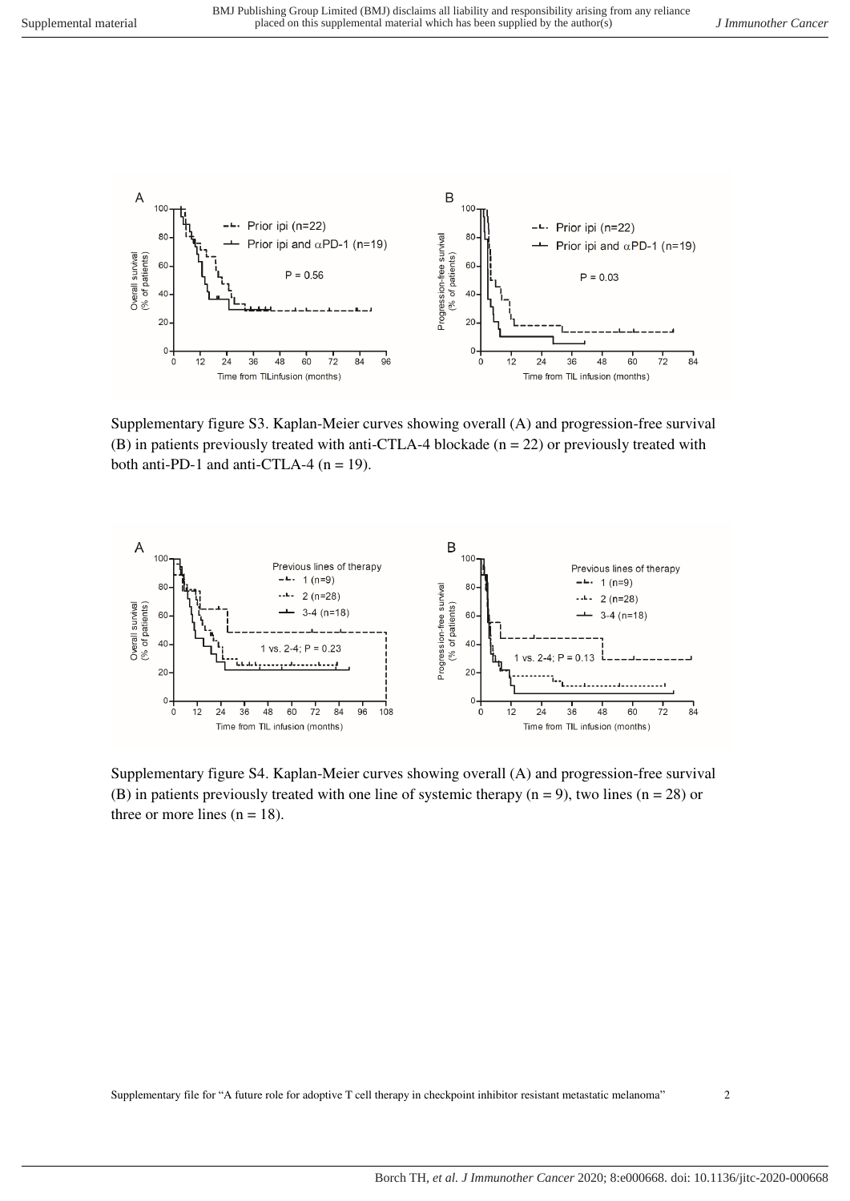Supplementary figure S3. Kaplan-Meier curves showing overall (A) and progression-free survival (B) in patients previously treated with anti-CTLA-4 blockade (n = 22) or previously treated with both anti-PD-1 and anti-CTLA-4 (n = 19).

Supplementary figure S4. Kaplan-Meier curves showing overall (A) and progression-free survival (B) in patients previously treated with one line of systemic therapy (n = 9), two lines (n = 28) or three or more lines (n = 18).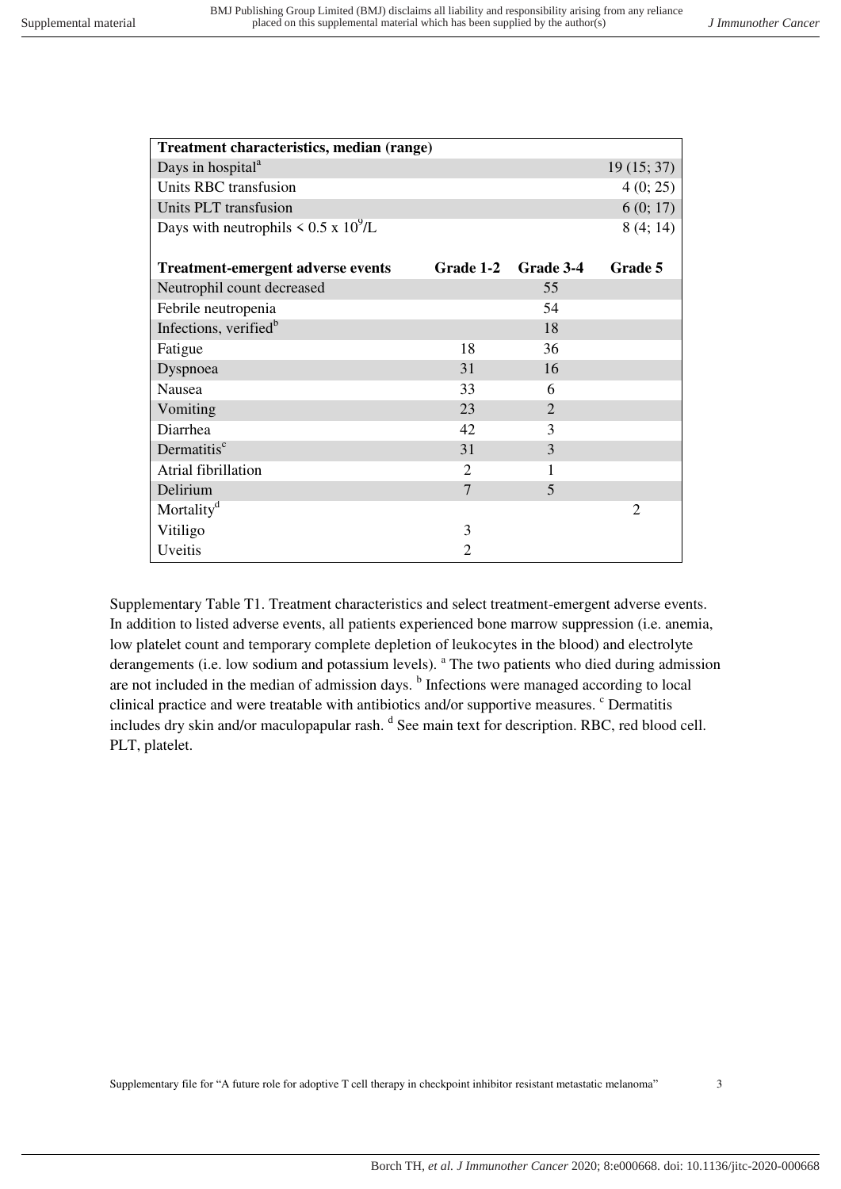| **Treatment characteristics, median (range)** | | | |
|---|---|---|---|
| Days in hospital[a] | | | 19 (15; 37) |
| Units RBC transfusion | | | 4 (0; 25) |
| Units PLT transfusion | | | 6 (0; 17) |
| Days with neutrophils < 0.5 x $10^9$/L | | | 8 (4; 14) |
| **Treatment-emergent adverse events** | **Grade 1-2** | **Grade 3-4** | **Grade 5** |
| Neutrophil count decreased | | 55 | |
| Febrile neutropenia | | 54 | |
| Infections, verified[b] | | 18 | |
| Fatigue | 18 | 36 | |
| Dyspnoea | 31 | 16 | |
| Nausea | 33 | 6 | |
| Vomiting | 23 | 2 | |
| Diarrhea | 42 | 3 | |
| Dermatitis[c] | 31 | 3 | |
| Atrial fibrillation | 2 | 1 | |
| Delirium | 7 | 5 | |
| Mortality[d] | | | 2 |
| Vitiligo | 3 | | |
| Uveitis | 2 | | |

Supplementary Table T1. Treatment characteristics and select treatment-emergent adverse events. In addition to listed adverse events, all patients experienced bone marrow suppression (i.e. anemia, low platelet count and temporary complete depletion of leukocytes in the blood) and electrolyte derangements (i.e. low sodium and potassium levels). [a] The two patients who died during admission are not included in the median of admission days. [b] Infections were managed according to local clinical practice and were treatable with antibiotics and/or supportive measures. [c] Dermatitis includes dry skin and/or maculopapular rash. [d] See main text for description. RBC, red blood cell. PLT, platelet.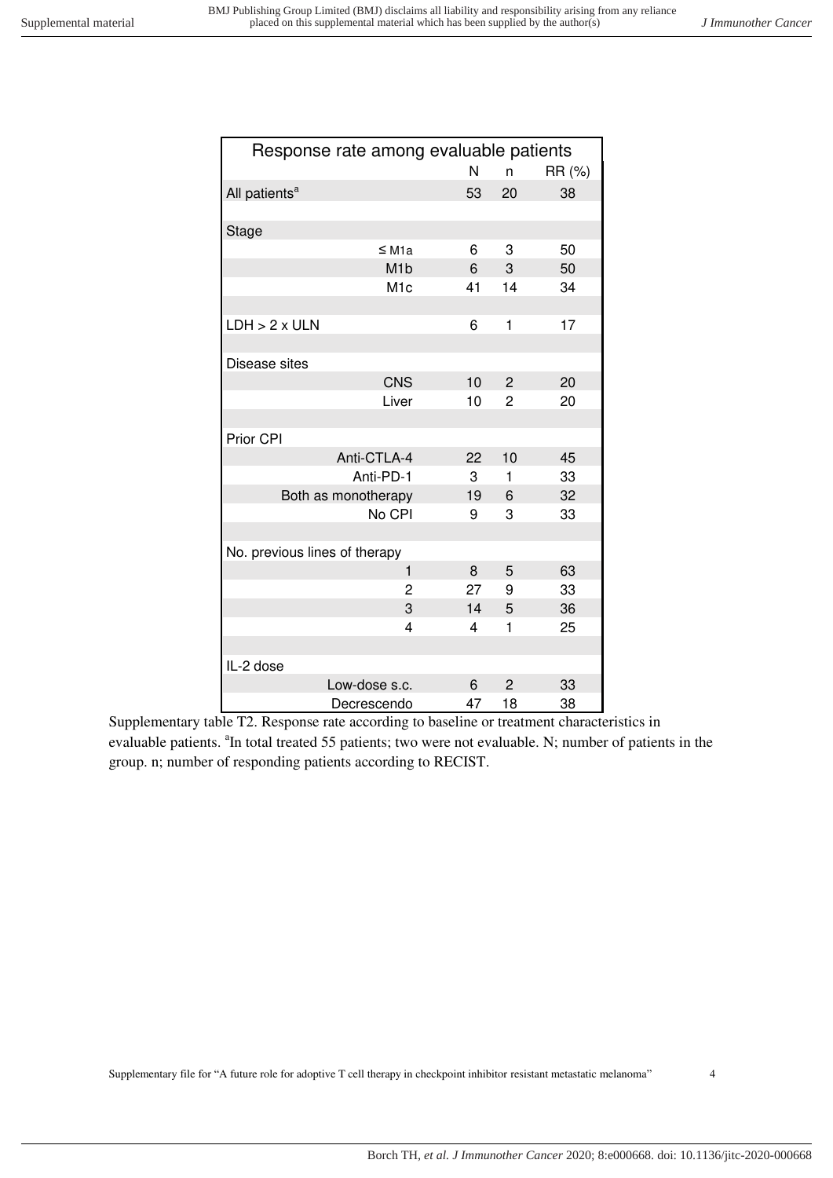| Response rate among evaluable patients | N | n | RR (%) |
|---|---|---|---|
| All patients[a] | 53 | 20 | 38 |
| | | | |
| Stage | | | |
| ≤ M1a | 6 | 3 | 50 |
| M1b | 6 | 3 | 50 |
| M1c | 41 | 14 | 34 |
| | | | |
| LDH > 2 x ULN | 6 | 1 | 17 |
| | | | |
| Disease sites | | | |
| CNS | 10 | 2 | 20 |
| Liver | 10 | 2 | 20 |
| | | | |
| Prior CPI | | | |
| Anti-CTLA-4 | 22 | 10 | 45 |
| Anti-PD-1 | 3 | 1 | 33 |
| Both as monotherapy | 19 | 6 | 32 |
| No CPI | 9 | 3 | 33 |
| | | | |
| No. previous lines of therapy | | | |
| 1 | 8 | 5 | 63 |
| 2 | 27 | 9 | 33 |
| 3 | 14 | 5 | 36 |
| 4 | 4 | 1 | 25 |
| | | | |
| IL-2 dose | | | |
| Low-dose s.c. | 6 | 2 | 33 |
| Decrescendo | 47 | 18 | 38 |

Supplementary table T2. Response rate according to baseline or treatment characteristics in evaluable patients. [a]In total treated 55 patients; two were not evaluable. N; number of patients in the group. n; number of responding patients according to RECIST.

Supplementary file for "A future role for adoptive T cell therapy in checkpoint inhibitor resistant metastatic melanoma"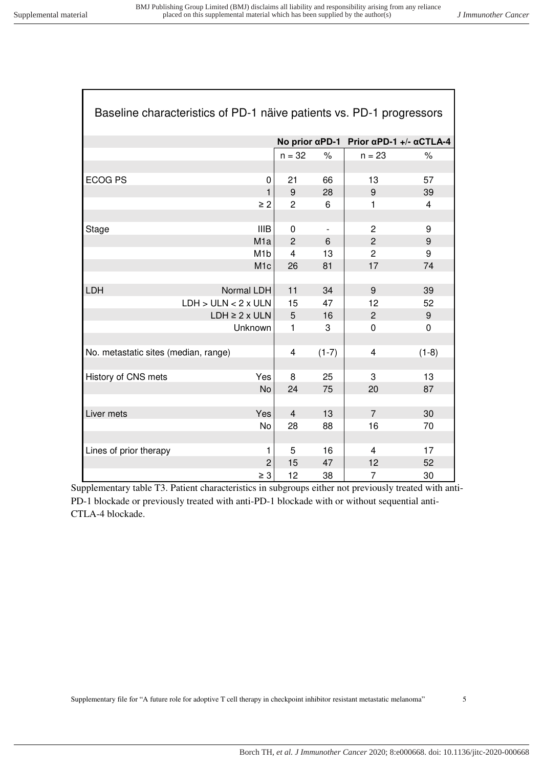## Baseline characteristics of PD-1 näive patients vs. PD-1 progressors

| | | No prior αPD-1 | | Prior αPD-1 +/- αCTLA-4 | |
|---|---|---|---|---|---|
| | | n = 32 | % | n = 23 | % |
| ECOG PS | 0 | 21 | 66 | 13 | 57 |
| | 1 | 9 | 28 | 9 | 39 |
| | ≥ 2 | 2 | 6 | 1 | 4 |
| Stage | IIIB | 0 | - | 2 | 9 |
| | M1a | 2 | 6 | 2 | 9 |
| | M1b | 4 | 13 | 2 | 9 |
| | M1c | 26 | 81 | 17 | 74 |
| LDH | Normal LDH | 11 | 34 | 9 | 39 |
| | LDH > ULN < 2 x ULN | 15 | 47 | 12 | 52 |
| | LDH ≥ 2 x ULN | 5 | 16 | 2 | 9 |
| | Unknown | 1 | 3 | 0 | 0 |
| No. metastatic sites (median, range) | | 4 | (1-7) | 4 | (1-8) |
| History of CNS mets | Yes | 8 | 25 | 3 | 13 |
| | No | 24 | 75 | 20 | 87 |
| Liver mets | Yes | 4 | 13 | 7 | 30 |
| | No | 28 | 88 | 16 | 70 |
| Lines of prior therapy | 1 | 5 | 16 | 4 | 17 |
| | 2 | 15 | 47 | 12 | 52 |
| | ≥ 3 | 12 | 38 | 7 | 30 |

Supplementary table T3. Patient characteristics in subgroups either not previously treated with anti-PD-1 blockade or previously treated with anti-PD-1 blockade with or without sequential anti-CTLA-4 blockade.

Supplementary file for "A future role for adoptive T cell therapy in checkpoint inhibitor resistant metastatic melanoma"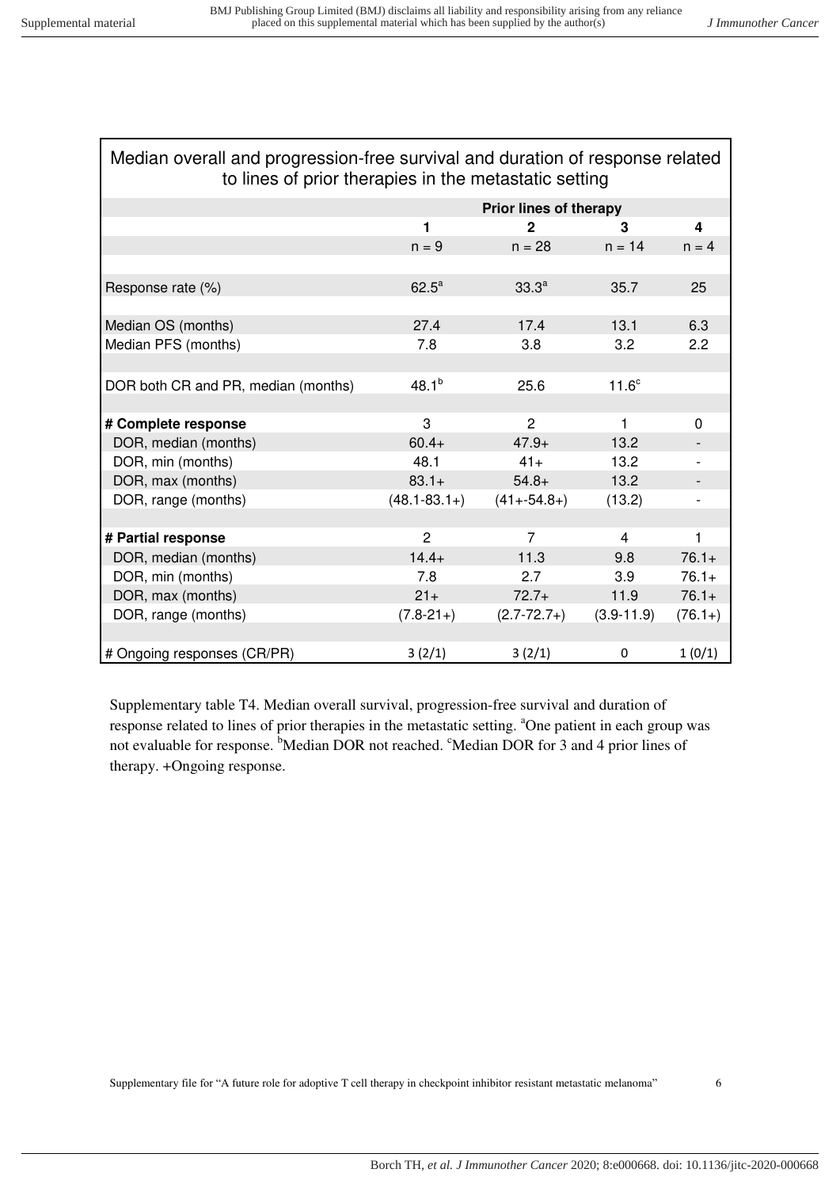| Median overall and progression-free survival and duration of response related to lines of prior therapies in the metastatic setting | | | | |
|---|---|---|---|---|
| | Prior lines of therapy | | | |
| | **1** | **2** | **3** | **4** |
| | n = 9 | n = 28 | n = 14 | n = 4 |
| Response rate (%) | 62.5[a] | 33.3[a] | 35.7 | 25 |
| Median OS (months) | 27.4 | 17.4 | 13.1 | 6.3 |
| Median PFS (months) | 7.8 | 3.8 | 3.2 | 2.2 |
| DOR both CR and PR, median (months) | 48.1[b] | 25.6 | 11.6[c] | |
| **# Complete response** | 3 | 2 | 1 | 0 |
| DOR, median (months) | 60.4+ | 47.9+ | 13.2 | - |
| DOR, min (months) | 48.1 | 41+ | 13.2 | - |
| DOR, max (months) | 83.1+ | 54.8+ | 13.2 | - |
| DOR, range (months) | (48.1-83.1+) | (41+-54.8+) | (13.2) | - |
| **# Partial response** | 2 | 7 | 4 | 1 |
| DOR, median (months) | 14.4+ | 11.3 | 9.8 | 76.1+ |
| DOR, min (months) | 7.8 | 2.7 | 3.9 | 76.1+ |
| DOR, max (months) | 21+ | 72.7+ | 11.9 | 76.1+ |
| DOR, range (months) | (7.8-21+) | (2.7-72.7+) | (3.9-11.9) | (76.1+) |
| # Ongoing responses (CR/PR) | 3 (2/1) | 3 (2/1) | 0 | 1 (0/1) |

Supplementary table T4. Median overall survival, progression-free survival and duration of response related to lines of prior therapies in the metastatic setting. [a]One patient in each group was not evaluable for response. [b]Median DOR not reached. [c]Median DOR for 3 and 4 prior lines of therapy. +Ongoing response.

Supplementary file for "A future role for adoptive T cell therapy in checkpoint inhibitor resistant metastatic melanoma"